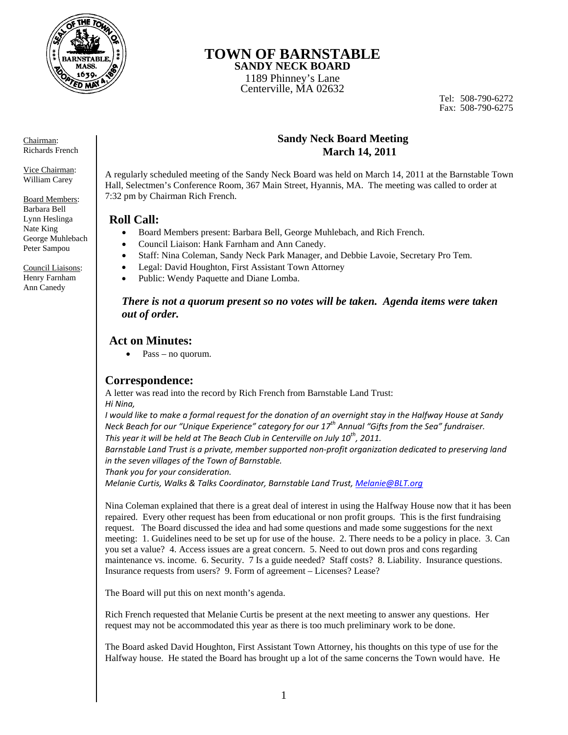# TOWN OF BARNSTABLE
## SANDY NECK BOARD

1189 Phinney's Lane
Centerville, MA 02632

Tel: 508-790-6272
Fax: 508-790-6275

Chairman:
Richards French

Vice Chairman:
William Carey

Board Members:
Barbara Bell
Lynn Heslinga
Nate King
George Muhlebach
Peter Sampou

Council Liaisons:
Henry Farnham
Ann Canedy

### Sandy Neck Board Meeting
### March 14, 2011

A regularly scheduled meeting of the Sandy Neck Board was held on March 14, 2011 at the Barnstable Town Hall, Selectmen's Conference Room, 367 Main Street, Hyannis, MA. The meeting was called to order at 7:32 pm by Chairman Rich French.

## Roll Call:

- Board Members present: Barbara Bell, George Muhlebach, and Rich French.
- Council Liaison: Hank Farnham and Ann Canedy.
- Staff: Nina Coleman, Sandy Neck Park Manager, and Debbie Lavoie, Secretary Pro Tem.
- Legal: David Houghton, First Assistant Town Attorney
- Public: Wendy Paquette and Diane Lomba.

***There is not a quorum present so no votes will be taken. Agenda items were taken out of order.***

## Act on Minutes:

- Pass – no quorum.

## Correspondence:

A letter was read into the record by Rich French from Barnstable Land Trust:

*Hi Nina,*

*I would like to make a formal request for the donation of an overnight stay in the Halfway House at Sandy Neck Beach for our "Unique Experience" category for our 17th Annual "Gifts from the Sea" fundraiser. This year it will be held at The Beach Club in Centerville on July 10th, 2011.*

*Barnstable Land Trust is a private, member supported non-profit organization dedicated to preserving land in the seven villages of the Town of Barnstable.*

*Thank you for your consideration.*

*Melanie Curtis, Walks & Talks Coordinator, Barnstable Land Trust, Melanie@BLT.org*

Nina Coleman explained that there is a great deal of interest in using the Halfway House now that it has been repaired. Every other request has been from educational or non profit groups. This is the first fundraising request. The Board discussed the idea and had some questions and made some suggestions for the next meeting: 1. Guidelines need to be set up for use of the house. 2. There needs to be a policy in place. 3. Can you set a value? 4. Access issues are a great concern. 5. Need to out down pros and cons regarding maintenance vs. income. 6. Security. 7 Is a guide needed? Staff costs? 8. Liability. Insurance questions. Insurance requests from users? 9. Form of agreement – Licenses? Lease?

The Board will put this on next month's agenda.

Rich French requested that Melanie Curtis be present at the next meeting to answer any questions. Her request may not be accommodated this year as there is too much preliminary work to be done.

The Board asked David Houghton, First Assistant Town Attorney, his thoughts on this type of use for the Halfway house. He stated the Board has brought up a lot of the same concerns the Town would have. He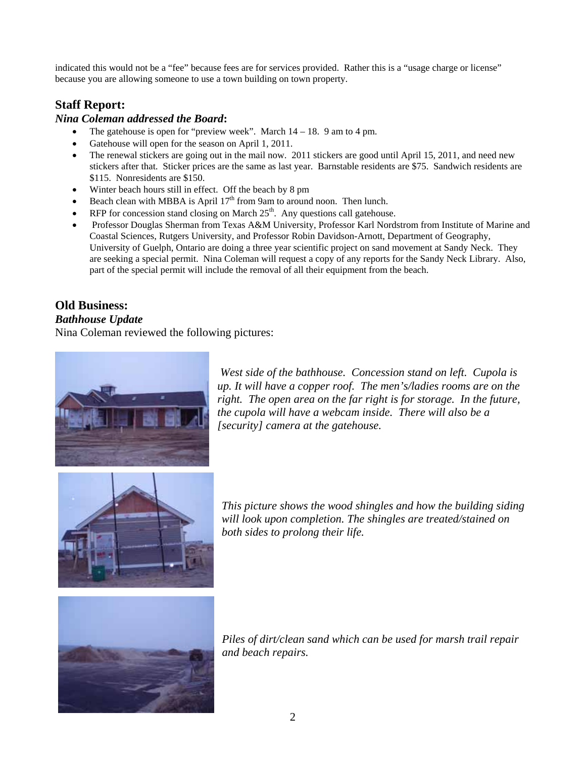indicated this would not be a "fee" because fees are for services provided. Rather this is a "usage charge or license" because you are allowing someone to use a town building on town property.

## Staff Report:

### *Nina Coleman addressed the Board*:

- The gatehouse is open for "preview week". March 14 – 18. 9 am to 4 pm.
- Gatehouse will open for the season on April 1, 2011.
- The renewal stickers are going out in the mail now. 2011 stickers are good until April 15, 2011, and need new stickers after that. Sticker prices are the same as last year. Barnstable residents are $75. Sandwich residents are $115. Nonresidents are $150.
- Winter beach hours still in effect. Off the beach by 8 pm
- Beach clean with MBBA is April 17th from 9am to around noon. Then lunch.
- RFP for concession stand closing on March 25th. Any questions call gatehouse.
- Professor Douglas Sherman from Texas A&M University, Professor Karl Nordstrom from Institute of Marine and Coastal Sciences, Rutgers University, and Professor Robin Davidson-Arnott, Department of Geography, University of Guelph, Ontario are doing a three year scientific project on sand movement at Sandy Neck. They are seeking a special permit. Nina Coleman will request a copy of any reports for the Sandy Neck Library. Also, part of the special permit will include the removal of all their equipment from the beach.

## Old Business:

### *Bathhouse Update*

Nina Coleman reviewed the following pictures:

*West side of the bathhouse. Concession stand on left. Cupola is up. It will have a copper roof. The men's/ladies rooms are on the right. The open area on the far right is for storage. In the future, the cupola will have a webcam inside. There will also be a [security] camera at the gatehouse.*

*This picture shows the wood shingles and how the building siding will look upon completion. The shingles are treated/stained on both sides to prolong their life.*

*Piles of dirt/clean sand which can be used for marsh trail repair and beach repairs.*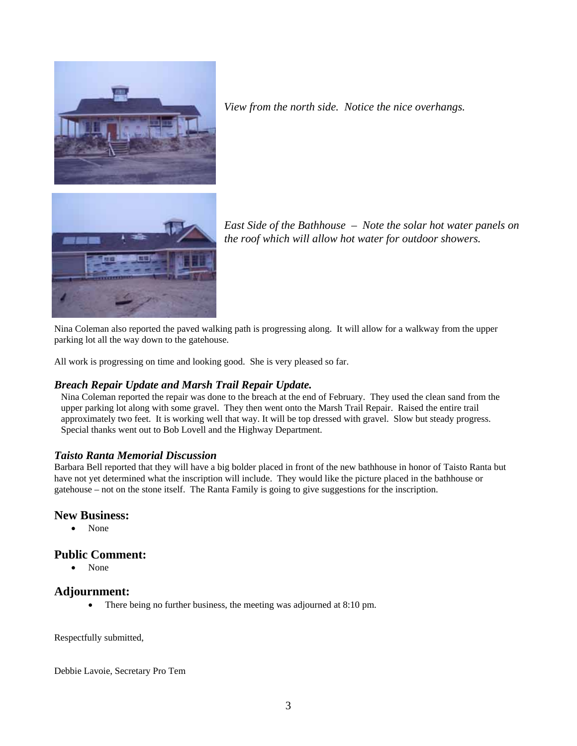*View from the north side. Notice the nice overhangs.*

*East Side of the Bathhouse – Note the solar hot water panels on the roof which will allow hot water for outdoor showers.*

Nina Coleman also reported the paved walking path is progressing along. It will allow for a walkway from the upper parking lot all the way down to the gatehouse.

All work is progressing on time and looking good. She is very pleased so far.

### *Breach Repair Update and Marsh Trail Repair Update.*

Nina Coleman reported the repair was done to the breach at the end of February. They used the clean sand from the upper parking lot along with some gravel. They then went onto the Marsh Trail Repair. Raised the entire trail approximately two feet. It is working well that way. It will be top dressed with gravel. Slow but steady progress. Special thanks went out to Bob Lovell and the Highway Department.

### *Taisto Ranta Memorial Discussion*

Barbara Bell reported that they will have a big bolder placed in front of the new bathhouse in honor of Taisto Ranta but have not yet determined what the inscription will include. They would like the picture placed in the bathhouse or gatehouse – not on the stone itself. The Ranta Family is going to give suggestions for the inscription.

## New Business:

- None

## Public Comment:

- None

## Adjournment:

- There being no further business, the meeting was adjourned at 8:10 pm.

Respectfully submitted,

Debbie Lavoie, Secretary Pro Tem